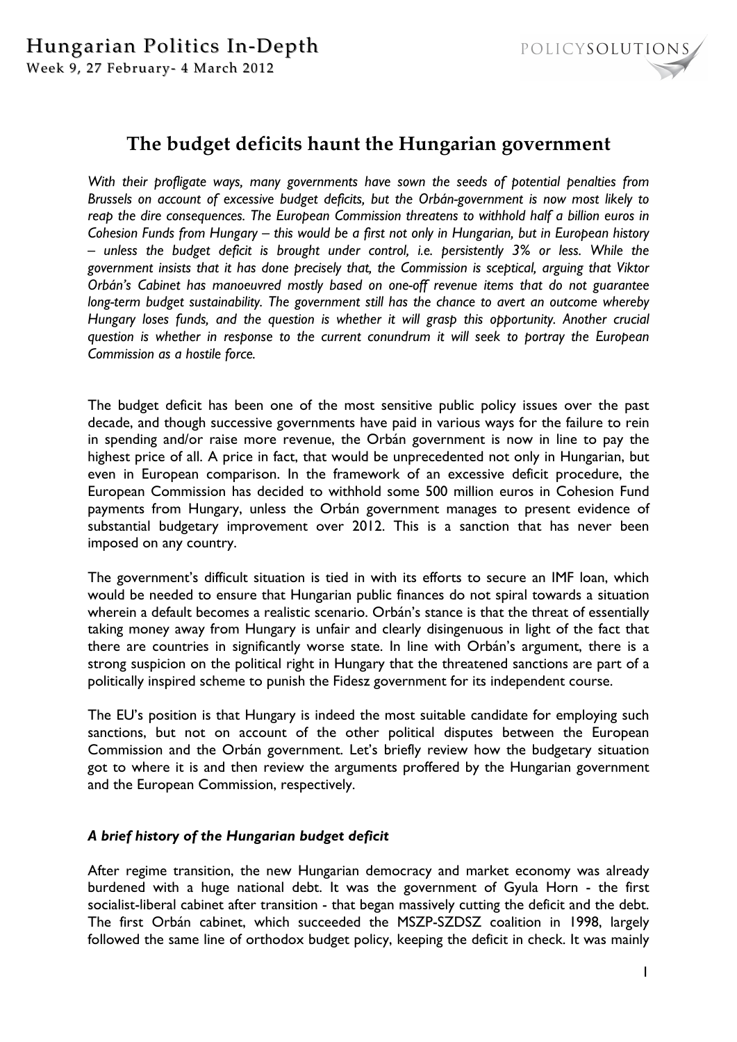# The budget deficits haunt the Hungarian government

*With their profligate ways, many governments have sown the seeds of potential penalties from Brussels on account of excessive budget deficits, but the Orbán-government is now most likely to reap the dire consequences. The European Commission threatens to withhold half a billion euros in Cohesion Funds from Hungary – this would be a first not only in Hungarian, but in European history – unless the budget deficit is brought under control, i.e. persistently 3% or less. While the government insists that it has done precisely that, the Commission is sceptical, arguing that Viktor Orbán's Cabinet has manoeuvred mostly based on one-off revenue items that do not guarantee long-term budget sustainability. The government still has the chance to avert an outcome whereby Hungary loses funds, and the question is whether it will grasp this opportunity. Another crucial question is whether in response to the current conundrum it will seek to portray the European Commission as a hostile force.*

The budget deficit has been one of the most sensitive public policy issues over the past decade, and though successive governments have paid in various ways for the failure to rein in spending and/or raise more revenue, the Orbán government is now in line to pay the highest price of all. A price in fact, that would be unprecedented not only in Hungarian, but even in European comparison. In the framework of an excessive deficit procedure, the European Commission has decided to withhold some 500 million euros in Cohesion Fund payments from Hungary, unless the Orbán government manages to present evidence of substantial budgetary improvement over 2012. This is a sanction that has never been imposed on any country.

The government's difficult situation is tied in with its efforts to secure an IMF loan, which would be needed to ensure that Hungarian public finances do not spiral towards a situation wherein a default becomes a realistic scenario. Orbán's stance is that the threat of essentially taking money away from Hungary is unfair and clearly disingenuous in light of the fact that there are countries in significantly worse state. In line with Orbán's argument, there is a strong suspicion on the political right in Hungary that the threatened sanctions are part of a politically inspired scheme to punish the Fidesz government for its independent course.

The EU's position is that Hungary is indeed the most suitable candidate for employing such sanctions, but not on account of the other political disputes between the European Commission and the Orbán government. Let's briefly review how the budgetary situation got to where it is and then review the arguments proffered by the Hungarian government and the European Commission, respectively.

### *A brief history of the Hungarian budget deficit*

After regime transition, the new Hungarian democracy and market economy was already burdened with a huge national debt. It was the government of Gyula Horn - the first socialist-liberal cabinet after transition - that began massively cutting the deficit and the debt. The first Orbán cabinet, which succeeded the MSZP-SZDSZ coalition in 1998, largely followed the same line of orthodox budget policy, keeping the deficit in check. It was mainly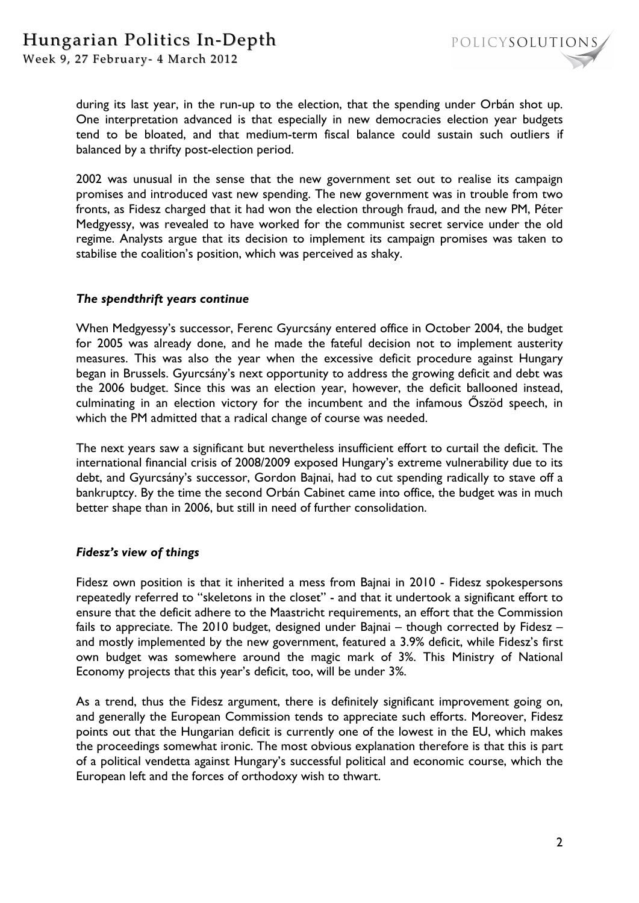during its last year, in the run-up to the election, that the spending under Orbán shot up. One interpretation advanced is that especially in new democracies election year budgets tend to be bloated, and that medium-term fiscal balance could sustain such outliers if balanced by a thrifty post-election period.

2002 was unusual in the sense that the new government set out to realise its campaign promises and introduced vast new spending. The new government was in trouble from two fronts, as Fidesz charged that it had won the election through fraud, and the new PM, Péter Medgyessy, was revealed to have worked for the communist secret service under the old regime. Analysts argue that its decision to implement its campaign promises was taken to stabilise the coalition's position, which was perceived as shaky.

### *The spendthrift years continue*

When Medgyessy's successor, Ferenc Gyurcsány entered office in October 2004, the budget for 2005 was already done, and he made the fateful decision not to implement austerity measures. This was also the year when the excessive deficit procedure against Hungary began in Brussels. Gyurcsány's next opportunity to address the growing deficit and debt was the 2006 budget. Since this was an election year, however, the deficit ballooned instead, culminating in an election victory for the incumbent and the infamous Őszöd speech, in which the PM admitted that a radical change of course was needed.

The next years saw a significant but nevertheless insufficient effort to curtail the deficit. The international financial crisis of 2008/2009 exposed Hungary's extreme vulnerability due to its debt, and Gyurcsány's successor, Gordon Bajnai, had to cut spending radically to stave off a bankruptcy. By the time the second Orbán Cabinet came into office, the budget was in much better shape than in 2006, but still in need of further consolidation.

### *Fidesz's view of things*

Fidesz own position is that it inherited a mess from Bajnai in 2010 - Fidesz spokespersons repeatedly referred to "skeletons in the closet" - and that it undertook a significant effort to ensure that the deficit adhere to the Maastricht requirements, an effort that the Commission fails to appreciate. The 2010 budget, designed under Bajnai – though corrected by Fidesz – and mostly implemented by the new government, featured a 3.9% deficit, while Fidesz's first own budget was somewhere around the magic mark of 3%. This Ministry of National Economy projects that this year's deficit, too, will be under 3%.

As a trend, thus the Fidesz argument, there is definitely significant improvement going on, and generally the European Commission tends to appreciate such efforts. Moreover, Fidesz points out that the Hungarian deficit is currently one of the lowest in the EU, which makes the proceedings somewhat ironic. The most obvious explanation therefore is that this is part of a political vendetta against Hungary's successful political and economic course, which the European left and the forces of orthodoxy wish to thwart.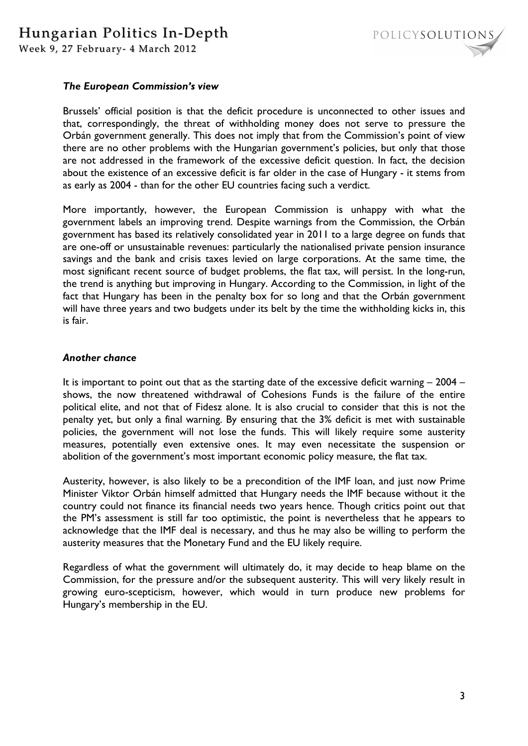### *The European Commission's view*

Brussels' official position is that the deficit procedure is unconnected to other issues and that, correspondingly, the threat of withholding money does not serve to pressure the Orbán government generally. This does not imply that from the Commission's point of view there are no other problems with the Hungarian government's policies, but only that those are not addressed in the framework of the excessive deficit question. In fact, the decision about the existence of an excessive deficit is far older in the case of Hungary - it stems from as early as 2004 - than for the other EU countries facing such a verdict.

More importantly, however, the European Commission is unhappy with what the government labels an improving trend. Despite warnings from the Commission, the Orbán government has based its relatively consolidated year in 2011 to a large degree on funds that are one-off or unsustainable revenues: particularly the nationalised private pension insurance savings and the bank and crisis taxes levied on large corporations. At the same time, the most significant recent source of budget problems, the flat tax, will persist. In the long-run, the trend is anything but improving in Hungary. According to the Commission, in light of the fact that Hungary has been in the penalty box for so long and that the Orbán government will have three years and two budgets under its belt by the time the withholding kicks in, this is fair.

### *Another chance*

It is important to point out that as the starting date of the excessive deficit warning – 2004 – shows, the now threatened withdrawal of Cohesions Funds is the failure of the entire political elite, and not that of Fidesz alone. It is also crucial to consider that this is not the penalty yet, but only a final warning. By ensuring that the 3% deficit is met with sustainable policies, the government will not lose the funds. This will likely require some austerity measures, potentially even extensive ones. It may even necessitate the suspension or abolition of the government's most important economic policy measure, the flat tax.

Austerity, however, is also likely to be a precondition of the IMF loan, and just now Prime Minister Viktor Orbán himself admitted that Hungary needs the IMF because without it the country could not finance its financial needs two years hence. Though critics point out that the PM's assessment is still far too optimistic, the point is nevertheless that he appears to acknowledge that the IMF deal is necessary, and thus he may also be willing to perform the austerity measures that the Monetary Fund and the EU likely require.

Regardless of what the government will ultimately do, it may decide to heap blame on the Commission, for the pressure and/or the subsequent austerity. This will very likely result in growing euro-scepticism, however, which would in turn produce new problems for Hungary's membership in the EU.